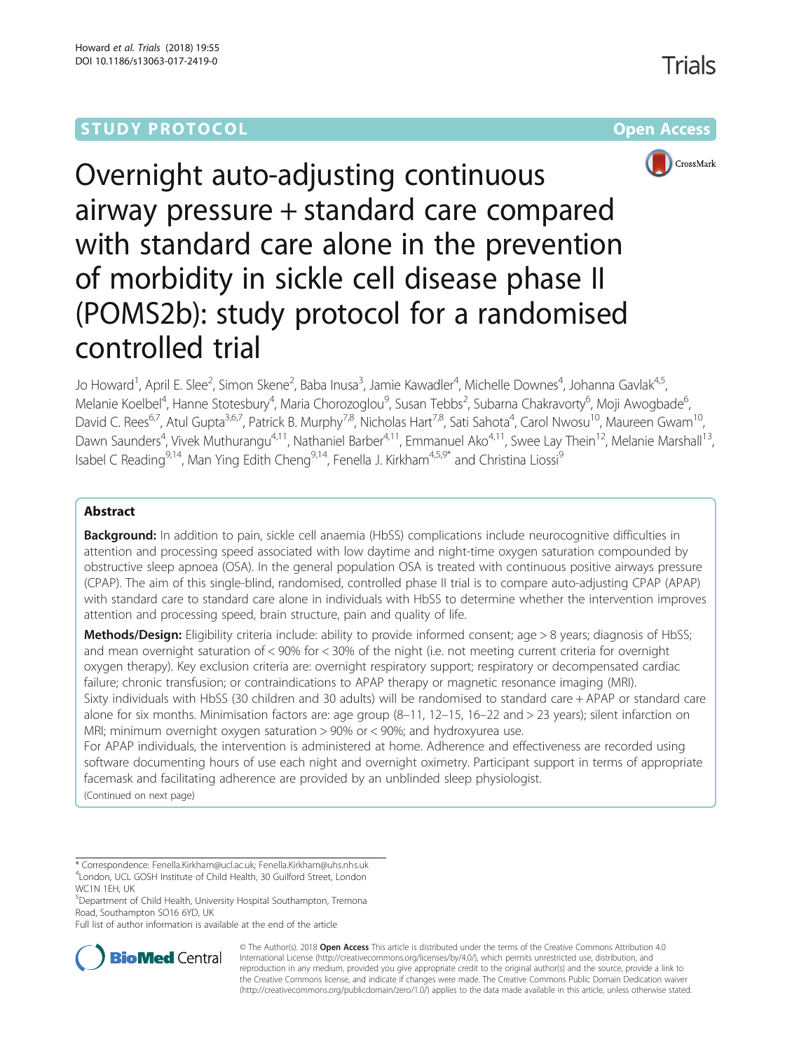STUDY PROTOCOL Open Access

# Overnight auto-adjusting continuous airway pressure + standard care compared with standard care alone in the prevention of morbidity in sickle cell disease phase II (POMS2b): study protocol for a randomised controlled trial

Jo Howard[1], April E. Slee[2], Simon Skene[2], Baba Inusa[3], Jamie Kawadler[4], Michelle Downes[4], Johanna Gavlak[4,5], Melanie Koelbel[4], Hanne Stotesbury[4], Maria Chorozoglou[9], Susan Tebbs[2], Subarna Chakravorty[6], Moji Awogbade[6], David C. Rees[6,7], Atul Gupta[3,6,7], Patrick B. Murphy[7,8], Nicholas Hart[7,8], Sati Sahota[4], Carol Nwosu[10], Maureen Gwam[10], Dawn Saunders[4], Vivek Muthurangu[4,11], Nathaniel Barber[4,11], Emmanuel Ako[4,11], Swee Lay Thein[12], Melanie Marshall[13], Isabel C Reading[9,14], Man Ying Edith Cheng[9,14], Fenella J. Kirkham[4,5,9]* and Christina Liossi[9]

## Abstract

**Background:** In addition to pain, sickle cell anaemia (HbSS) complications include neurocognitive difficulties in attention and processing speed associated with low daytime and night-time oxygen saturation compounded by obstructive sleep apnoea (OSA). In the general population OSA is treated with continuous positive airways pressure (CPAP). The aim of this single-blind, randomised, controlled phase II trial is to compare auto-adjusting CPAP (APAP) with standard care to standard care alone in individuals with HbSS to determine whether the intervention improves attention and processing speed, brain structure, pain and quality of life.

**Methods/Design:** Eligibility criteria include: ability to provide informed consent; age > 8 years; diagnosis of HbSS; and mean overnight saturation of < 90% for < 30% of the night (i.e. not meeting current criteria for overnight oxygen therapy). Key exclusion criteria are: overnight respiratory support; respiratory or decompensated cardiac failure; chronic transfusion; or contraindications to APAP therapy or magnetic resonance imaging (MRI).

Sixty individuals with HbSS (30 children and 30 adults) will be randomised to standard care + APAP or standard care alone for six months. Minimisation factors are: age group (8–11, 12–15, 16–22 and > 23 years); silent infarction on MRI; minimum overnight oxygen saturation > 90% or < 90%; and hydroxyurea use.

For APAP individuals, the intervention is administered at home. Adherence and effectiveness are recorded using software documenting hours of use each night and overnight oximetry. Participant support in terms of appropriate facemask and facilitating adherence are provided by an unblinded sleep physiologist.

(Continued on next page)

---

* Correspondence: Fenella.Kirkham@ucl.ac.uk; Fenella.Kirkham@uhs.nhs.uk

[4]London, UCL GOSH Institute of Child Health, 30 Guilford Street, London WC1N 1EH, UK

[5]Department of Child Health, University Hospital Southampton, Tremona Road, Southampton SO16 6YD, UK

Full list of author information is available at the end of the article

© The Author(s). 2018 **Open Access** This article is distributed under the terms of the Creative Commons Attribution 4.0 International License (http://creativecommons.org/licenses/by/4.0/), which permits unrestricted use, distribution, and reproduction in any medium, provided you give appropriate credit to the original author(s) and the source, provide a link to the Creative Commons license, and indicate if changes were made. The Creative Commons Public Domain Dedication waiver (http://creativecommons.org/publicdomain/zero/1.0/) applies to the data made available in this article, unless otherwise stated.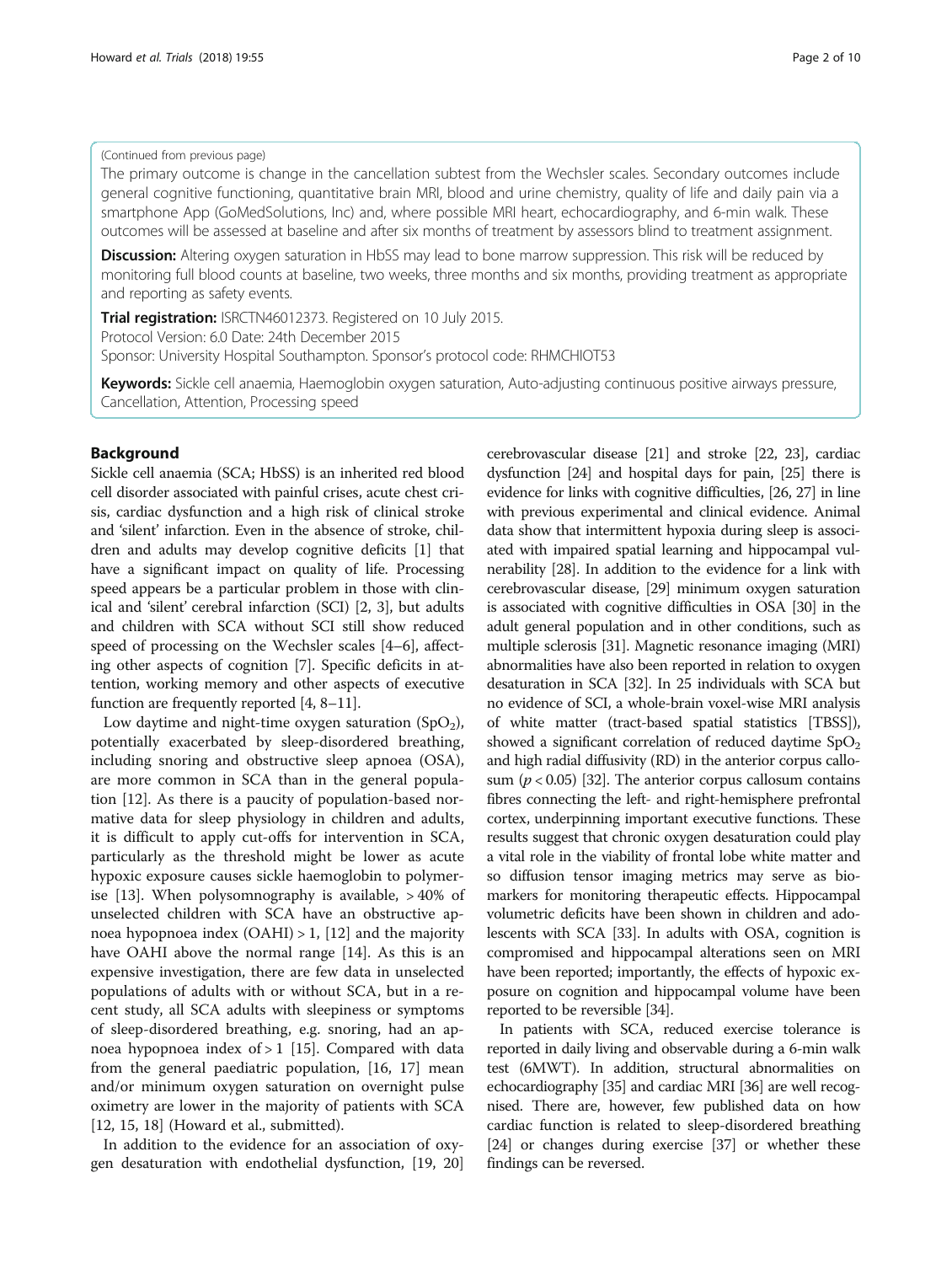(Continued from previous page)

The primary outcome is change in the cancellation subtest from the Wechsler scales. Secondary outcomes include general cognitive functioning, quantitative brain MRI, blood and urine chemistry, quality of life and daily pain via a smartphone App (GoMedSolutions, Inc) and, where possible MRI heart, echocardiography, and 6-min walk. These outcomes will be assessed at baseline and after six months of treatment by assessors blind to treatment assignment.

**Discussion:** Altering oxygen saturation in HbSS may lead to bone marrow suppression. This risk will be reduced by monitoring full blood counts at baseline, two weeks, three months and six months, providing treatment as appropriate and reporting as safety events.

**Trial registration:** ISRCTN46012373. Registered on 10 July 2015.
Protocol Version: 6.0 Date: 24th December 2015
Sponsor: University Hospital Southampton. Sponsor's protocol code: RHMCHIOT53

**Keywords:** Sickle cell anaemia, Haemoglobin oxygen saturation, Auto-adjusting continuous positive airways pressure, Cancellation, Attention, Processing speed

## Background

Sickle cell anaemia (SCA; HbSS) is an inherited red blood cell disorder associated with painful crises, acute chest crisis, cardiac dysfunction and a high risk of clinical stroke and 'silent' infarction. Even in the absence of stroke, children and adults may develop cognitive deficits [1] that have a significant impact on quality of life. Processing speed appears be a particular problem in those with clinical and 'silent' cerebral infarction (SCI) [2, 3], but adults and children with SCA without SCI still show reduced speed of processing on the Wechsler scales [4–6], affecting other aspects of cognition [7]. Specific deficits in attention, working memory and other aspects of executive function are frequently reported [4, 8–11].

Low daytime and night-time oxygen saturation ($SpO_2$), potentially exacerbated by sleep-disordered breathing, including snoring and obstructive sleep apnoea (OSA), are more common in SCA than in the general population [12]. As there is a paucity of population-based normative data for sleep physiology in children and adults, it is difficult to apply cut-offs for intervention in SCA, particularly as the threshold might be lower as acute hypoxic exposure causes sickle haemoglobin to polymerise [13]. When polysomnography is available, > 40% of unselected children with SCA have an obstructive apnoea hypopnoea index (OAHI) > 1, [12] and the majority have OAHI above the normal range [14]. As this is an expensive investigation, there are few data in unselected populations of adults with or without SCA, but in a recent study, all SCA adults with sleepiness or symptoms of sleep-disordered breathing, e.g. snoring, had an apnoea hypopnoea index of > 1 [15]. Compared with data from the general paediatric population, [16, 17] mean and/or minimum oxygen saturation on overnight pulse oximetry are lower in the majority of patients with SCA [12, 15, 18] (Howard et al., submitted).

In addition to the evidence for an association of oxygen desaturation with endothelial dysfunction, [19, 20] cerebrovascular disease [21] and stroke [22, 23], cardiac dysfunction [24] and hospital days for pain, [25] there is evidence for links with cognitive difficulties, [26, 27] in line with previous experimental and clinical evidence. Animal data show that intermittent hypoxia during sleep is associated with impaired spatial learning and hippocampal vulnerability [28]. In addition to the evidence for a link with cerebrovascular disease, [29] minimum oxygen saturation is associated with cognitive difficulties in OSA [30] in the adult general population and in other conditions, such as multiple sclerosis [31]. Magnetic resonance imaging (MRI) abnormalities have also been reported in relation to oxygen desaturation in SCA [32]. In 25 individuals with SCA but no evidence of SCI, a whole-brain voxel-wise MRI analysis of white matter (tract-based spatial statistics [TBSS]), showed a significant correlation of reduced daytime $SpO_2$ and high radial diffusivity (RD) in the anterior corpus callosum ($p < 0.05$) [32]. The anterior corpus callosum contains fibres connecting the left- and right-hemisphere prefrontal cortex, underpinning important executive functions. These results suggest that chronic oxygen desaturation could play a vital role in the viability of frontal lobe white matter and so diffusion tensor imaging metrics may serve as biomarkers for monitoring therapeutic effects. Hippocampal volumetric deficits have been shown in children and adolescents with SCA [33]. In adults with OSA, cognition is compromised and hippocampal alterations seen on MRI have been reported; importantly, the effects of hypoxic exposure on cognition and hippocampal volume have been reported to be reversible [34].

In patients with SCA, reduced exercise tolerance is reported in daily living and observable during a 6-min walk test (6MWT). In addition, structural abnormalities on echocardiography [35] and cardiac MRI [36] are well recognised. There are, however, few published data on how cardiac function is related to sleep-disordered breathing [24] or changes during exercise [37] or whether these findings can be reversed.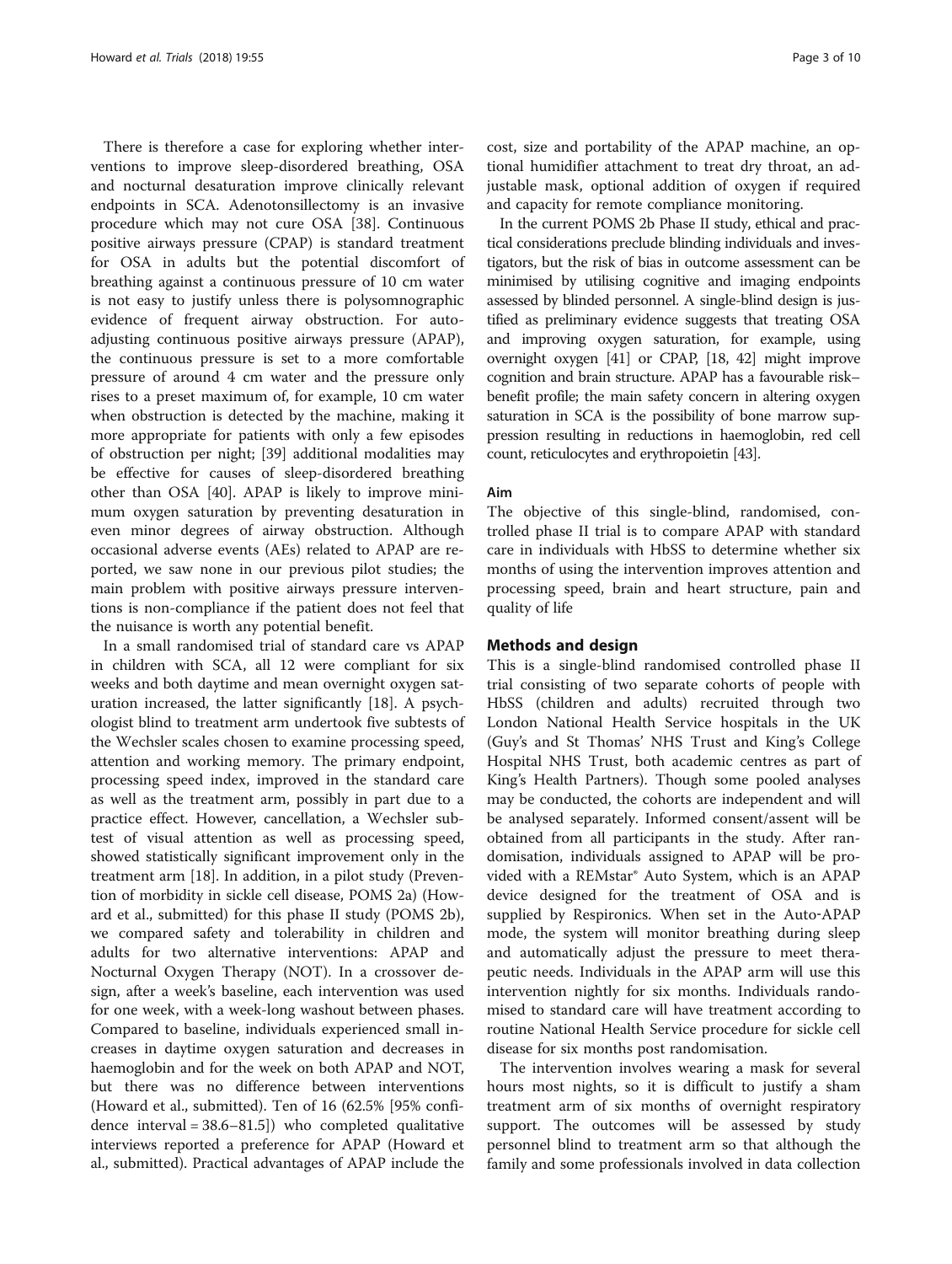There is therefore a case for exploring whether interventions to improve sleep-disordered breathing, OSA and nocturnal desaturation improve clinically relevant endpoints in SCA. Adenotonsillectomy is an invasive procedure which may not cure OSA [38]. Continuous positive airways pressure (CPAP) is standard treatment for OSA in adults but the potential discomfort of breathing against a continuous pressure of 10 cm water is not easy to justify unless there is polysomnographic evidence of frequent airway obstruction. For auto-adjusting continuous positive airways pressure (APAP), the continuous pressure is set to a more comfortable pressure of around 4 cm water and the pressure only rises to a preset maximum of, for example, 10 cm water when obstruction is detected by the machine, making it more appropriate for patients with only a few episodes of obstruction per night; [39] additional modalities may be effective for causes of sleep-disordered breathing other than OSA [40]. APAP is likely to improve minimum oxygen saturation by preventing desaturation in even minor degrees of airway obstruction. Although occasional adverse events (AEs) related to APAP are reported, we saw none in our previous pilot studies; the main problem with positive airways pressure interventions is non-compliance if the patient does not feel that the nuisance is worth any potential benefit.

In a small randomised trial of standard care vs APAP in children with SCA, all 12 were compliant for six weeks and both daytime and mean overnight oxygen saturation increased, the latter significantly [18]. A psychologist blind to treatment arm undertook five subtests of the Wechsler scales chosen to examine processing speed, attention and working memory. The primary endpoint, processing speed index, improved in the standard care as well as the treatment arm, possibly in part due to a practice effect. However, cancellation, a Wechsler subtest of visual attention as well as processing speed, showed statistically significant improvement only in the treatment arm [18]. In addition, in a pilot study (Prevention of morbidity in sickle cell disease, POMS 2a) (Howard et al., submitted) for this phase II study (POMS 2b), we compared safety and tolerability in children and adults for two alternative interventions: APAP and Nocturnal Oxygen Therapy (NOT). In a crossover design, after a week's baseline, each intervention was used for one week, with a week-long washout between phases. Compared to baseline, individuals experienced small increases in daytime oxygen saturation and decreases in haemoglobin and for the week on both APAP and NOT, but there was no difference between interventions (Howard et al., submitted). Ten of 16 (62.5% [95% confidence interval = 38.6–81.5]) who completed qualitative interviews reported a preference for APAP (Howard et al., submitted). Practical advantages of APAP include the cost, size and portability of the APAP machine, an optional humidifier attachment to treat dry throat, an adjustable mask, optional addition of oxygen if required and capacity for remote compliance monitoring.

In the current POMS 2b Phase II study, ethical and practical considerations preclude blinding individuals and investigators, but the risk of bias in outcome assessment can be minimised by utilising cognitive and imaging endpoints assessed by blinded personnel. A single-blind design is justified as preliminary evidence suggests that treating OSA and improving oxygen saturation, for example, using overnight oxygen [41] or CPAP, [18, 42] might improve cognition and brain structure. APAP has a favourable risk–benefit profile; the main safety concern in altering oxygen saturation in SCA is the possibility of bone marrow suppression resulting in reductions in haemoglobin, red cell count, reticulocytes and erythropoietin [43].

### Aim

The objective of this single-blind, randomised, controlled phase II trial is to compare APAP with standard care in individuals with HbSS to determine whether six months of using the intervention improves attention and processing speed, brain and heart structure, pain and quality of life

## Methods and design

This is a single-blind randomised controlled phase II trial consisting of two separate cohorts of people with HbSS (children and adults) recruited through two London National Health Service hospitals in the UK (Guy's and St Thomas' NHS Trust and King's College Hospital NHS Trust, both academic centres as part of King's Health Partners). Though some pooled analyses may be conducted, the cohorts are independent and will be analysed separately. Informed consent/assent will be obtained from all participants in the study. After randomisation, individuals assigned to APAP will be provided with a REMstar® Auto System, which is an APAP device designed for the treatment of OSA and is supplied by Respironics. When set in the Auto-APAP mode, the system will monitor breathing during sleep and automatically adjust the pressure to meet therapeutic needs. Individuals in the APAP arm will use this intervention nightly for six months. Individuals randomised to standard care will have treatment according to routine National Health Service procedure for sickle cell disease for six months post randomisation.

The intervention involves wearing a mask for several hours most nights, so it is difficult to justify a sham treatment arm of six months of overnight respiratory support. The outcomes will be assessed by study personnel blind to treatment arm so that although the family and some professionals involved in data collection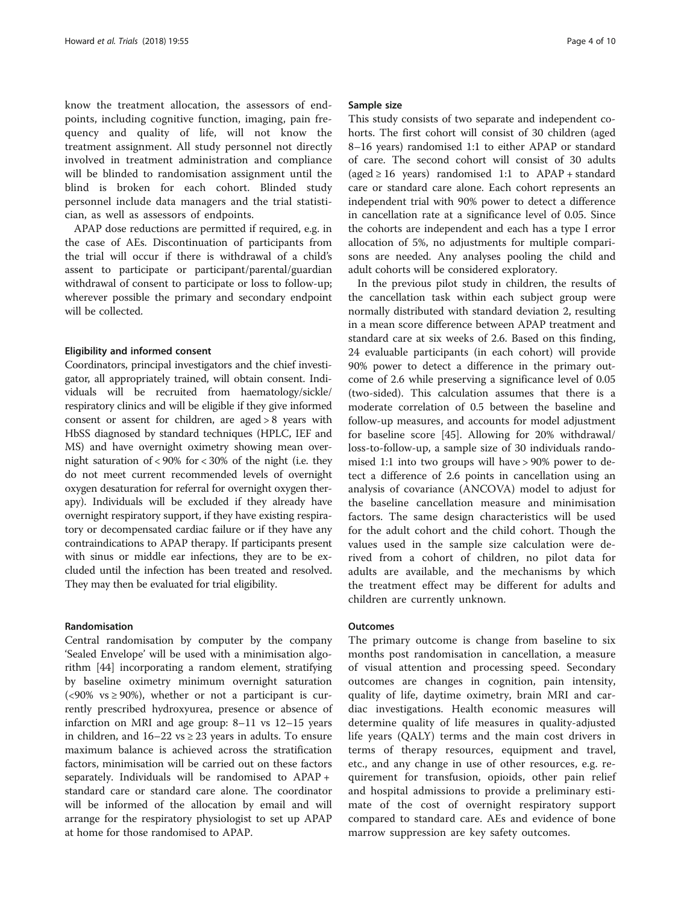know the treatment allocation, the assessors of endpoints, including cognitive function, imaging, pain frequency and quality of life, will not know the treatment assignment. All study personnel not directly involved in treatment administration and compliance will be blinded to randomisation assignment until the blind is broken for each cohort. Blinded study personnel include data managers and the trial statistician, as well as assessors of endpoints.

APAP dose reductions are permitted if required, e.g. in the case of AEs. Discontinuation of participants from the trial will occur if there is withdrawal of a child's assent to participate or participant/parental/guardian withdrawal of consent to participate or loss to follow-up; wherever possible the primary and secondary endpoint will be collected.

#### Eligibility and informed consent

Coordinators, principal investigators and the chief investigator, all appropriately trained, will obtain consent. Individuals will be recruited from haematology/sickle/respiratory clinics and will be eligible if they give informed consent or assent for children, are aged > 8 years with HbSS diagnosed by standard techniques (HPLC, IEF and MS) and have overnight oximetry showing mean overnight saturation of < 90% for < 30% of the night (i.e. they do not meet current recommended levels of overnight oxygen desaturation for referral for overnight oxygen therapy). Individuals will be excluded if they already have overnight respiratory support, if they have existing respiratory or decompensated cardiac failure or if they have any contraindications to APAP therapy. If participants present with sinus or middle ear infections, they are to be excluded until the infection has been treated and resolved. They may then be evaluated for trial eligibility.

#### Randomisation

Central randomisation by computer by the company 'Sealed Envelope' will be used with a minimisation algorithm [44] incorporating a random element, stratifying by baseline oximetry minimum overnight saturation (<90% vs ≥ 90%), whether or not a participant is currently prescribed hydroxyurea, presence or absence of infarction on MRI and age group: 8–11 vs 12–15 years in children, and 16–22 vs ≥ 23 years in adults. To ensure maximum balance is achieved across the stratification factors, minimisation will be carried out on these factors separately. Individuals will be randomised to APAP + standard care or standard care alone. The coordinator will be informed of the allocation by email and will arrange for the respiratory physiologist to set up APAP at home for those randomised to APAP.

#### Sample size

This study consists of two separate and independent cohorts. The first cohort will consist of 30 children (aged 8–16 years) randomised 1:1 to either APAP or standard of care. The second cohort will consist of 30 adults (aged ≥ 16 years) randomised 1:1 to APAP + standard care or standard care alone. Each cohort represents an independent trial with 90% power to detect a difference in cancellation rate at a significance level of 0.05. Since the cohorts are independent and each has a type I error allocation of 5%, no adjustments for multiple comparisons are needed. Any analyses pooling the child and adult cohorts will be considered exploratory.

In the previous pilot study in children, the results of the cancellation task within each subject group were normally distributed with standard deviation 2, resulting in a mean score difference between APAP treatment and standard care at six weeks of 2.6. Based on this finding, 24 evaluable participants (in each cohort) will provide 90% power to detect a difference in the primary outcome of 2.6 while preserving a significance level of 0.05 (two-sided). This calculation assumes that there is a moderate correlation of 0.5 between the baseline and follow-up measures, and accounts for model adjustment for baseline score [45]. Allowing for 20% withdrawal/loss-to-follow-up, a sample size of 30 individuals randomised 1:1 into two groups will have > 90% power to detect a difference of 2.6 points in cancellation using an analysis of covariance (ANCOVA) model to adjust for the baseline cancellation measure and minimisation factors. The same design characteristics will be used for the adult cohort and the child cohort. Though the values used in the sample size calculation were derived from a cohort of children, no pilot data for adults are available, and the mechanisms by which the treatment effect may be different for adults and children are currently unknown.

#### Outcomes

The primary outcome is change from baseline to six months post randomisation in cancellation, a measure of visual attention and processing speed. Secondary outcomes are changes in cognition, pain intensity, quality of life, daytime oximetry, brain MRI and cardiac investigations. Health economic measures will determine quality of life measures in quality-adjusted life years (QALY) terms and the main cost drivers in terms of therapy resources, equipment and travel, etc., and any change in use of other resources, e.g. requirement for transfusion, opioids, other pain relief and hospital admissions to provide a preliminary estimate of the cost of overnight respiratory support compared to standard care. AEs and evidence of bone marrow suppression are key safety outcomes.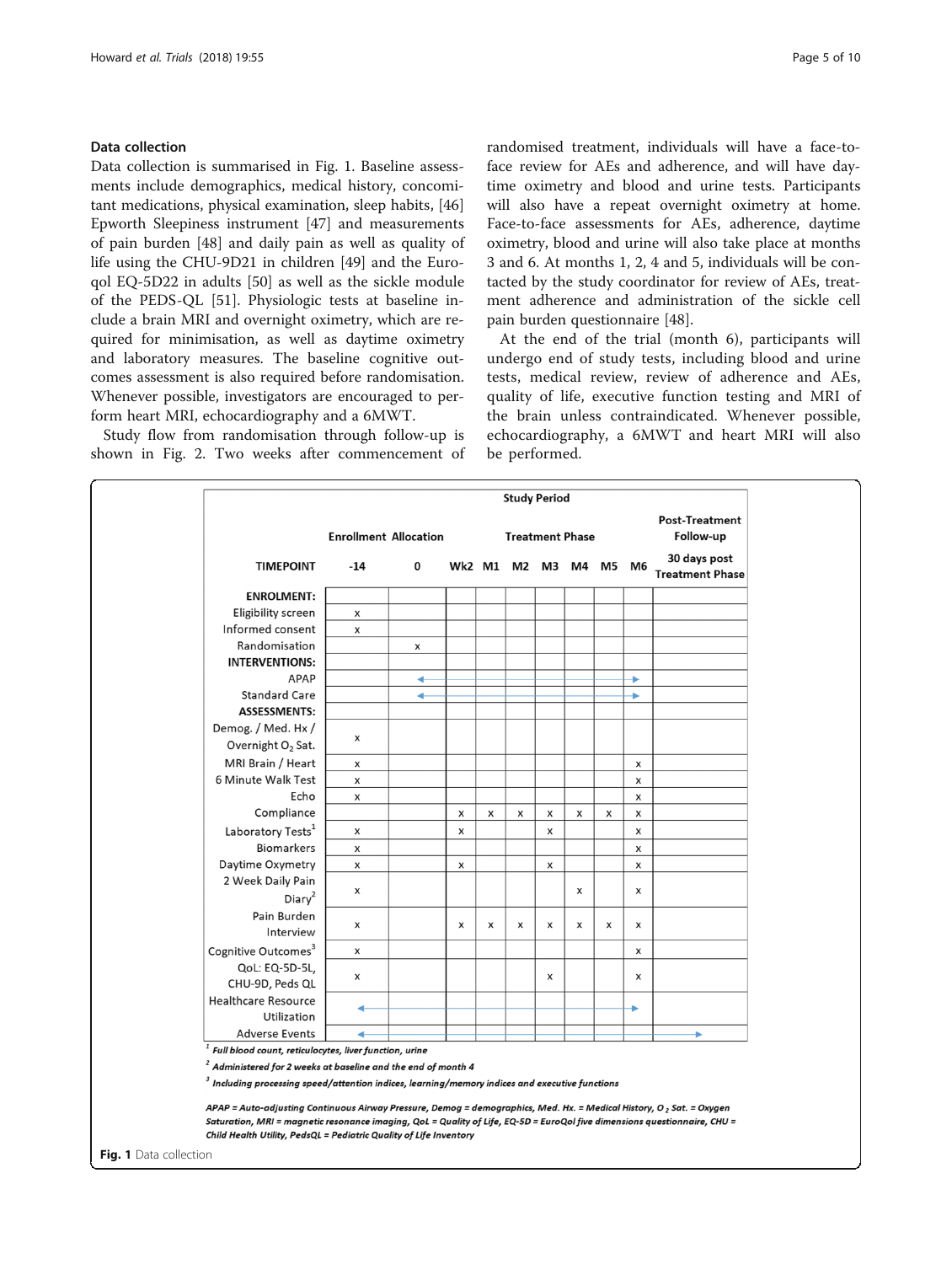## Data collection

Data collection is summarised in Fig. 1. Baseline assessments include demographics, medical history, concomitant medications, physical examination, sleep habits, [46] Epworth Sleepiness instrument [47] and measurements of pain burden [48] and daily pain as well as quality of life using the CHU-9D21 in children [49] and the Euroqol EQ-5D22 in adults [50] as well as the sickle module of the PEDS-QL [51]. Physiologic tests at baseline include a brain MRI and overnight oximetry, which are required for minimisation, as well as daytime oximetry and laboratory measures. The baseline cognitive outcomes assessment is also required before randomisation. Whenever possible, investigators are encouraged to perform heart MRI, echocardiography and a 6MWT.

Study flow from randomisation through follow-up is shown in Fig. 2. Two weeks after commencement of randomised treatment, individuals will have a face-to-face review for AEs and adherence, and will have daytime oximetry and blood and urine tests. Participants will also have a repeat overnight oximetry at home. Face-to-face assessments for AEs, adherence, daytime oximetry, blood and urine will also take place at months 3 and 6. At months 1, 2, 4 and 5, individuals will be contacted by the study coordinator for review of AEs, treatment adherence and administration of the sickle cell pain burden questionnaire [48].

At the end of the trial (month 6), participants will undergo end of study tests, including blood and urine tests, medical review, review of adherence and AEs, quality of life, executive function testing and MRI of the brain unless contraindicated. Whenever possible, echocardiography, a 6MWT and heart MRI will also be performed.

| | Study Period | | | | | | | | | |
|---|---|---|---|---|---|---|---|---|---|---|
| | Enrollment | Allocation | Treatment Phase | | | | | | | Post-Treatment Follow-up |
| TIMEPOINT | -14 | 0 | Wk2 | M1 | M2 | M3 | M4 | M5 | M6 | 30 days post Treatment Phase |
| **ENROLMENT:** | | | | | | | | | | |
| Eligibility screen | x | | | | | | | | | |
| Informed consent | x | | | | | | | | | |
| Randomisation | | x | | | | | | | | |
| **INTERVENTIONS:** | | | | | | | | | | |
| APAP | | ← | ——— | ——— | ——— | ——— | ——— | ——— | → | |
| Standard Care | | ← | ——— | ——— | ——— | ——— | ——— | ——— | → | |
| **ASSESSMENTS:** | | | | | | | | | | |
| Demog. / Med. Hx / Overnight $O_2$ Sat. | x | | | | | | | | | |
| MRI Brain / Heart | x | | | | | | | | x | |
| 6 Minute Walk Test | x | | | | | | | | x | |
| Echo | x | | | | | | | | x | |
| Compliance | | | x | x | x | x | x | x | x | |
| Laboratory Tests[1] | x | | x | | | x | | | x | |
| Biomarkers | x | | | | | | | | x | |
| Daytime Oxymetry | x | | x | | | x | | | x | |
| 2 Week Daily Pain Diary[2] | x | | | | | | x | | x | |
| Pain Burden Interview | x | | x | x | x | x | x | x | x | |
| Cognitive Outcomes[3] | x | | | | | | | | x | |
| QoL: EQ-5D-5L, CHU-9D, Peds QL | x | | | | | x | | | x | |
| Healthcare Resource Utilization | ← | ——— | ——— | ——— | ——— | ——— | ——— | ——— | → | |
| Adverse Events | ← | ——— | ——— | ——— | ——— | ——— | ——— | ——— | ——— | → |

[1] *Full blood count, reticulocytes, liver function, urine*

[2] *Administered for 2 weeks at baseline and the end of month 4*

[3] *Including processing speed/attention indices, learning/memory indices and executive functions*

*APAP = Auto-adjusting Continuous Airway Pressure, Demog = demographics, Med. Hx. = Medical History, $O_2$ Sat. = Oxygen Saturation, MRI = magnetic resonance imaging, QoL = Quality of Life, EQ-5D = EuroQol five dimensions questionnaire, CHU = Child Health Utility, PedsQL = Pediatric Quality of Life Inventory*

**Fig. 1** Data collection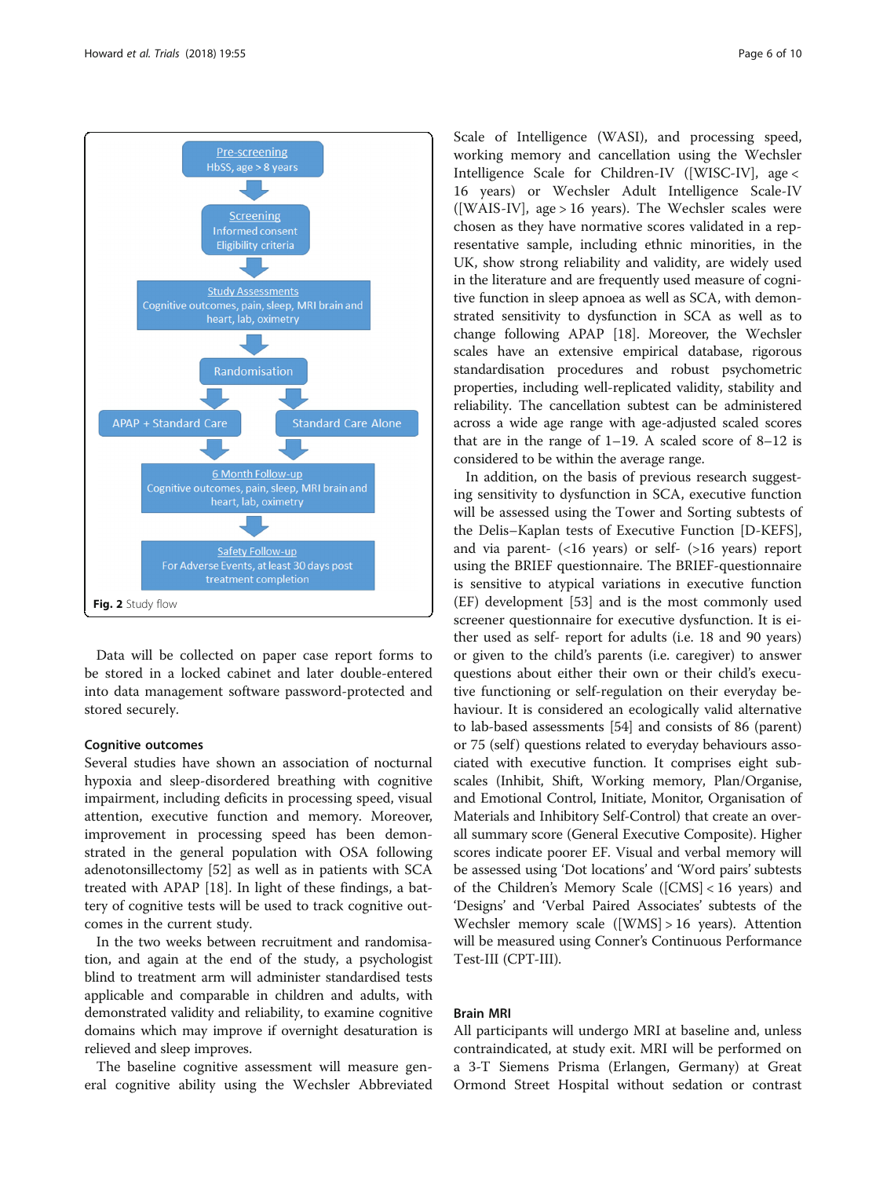Pre-screening
HbSS, age > 8 years

Screening
Informed consent
Eligibility criteria

Study Assessments
Cognitive outcomes, pain, sleep, MRI brain and heart, lab, oximetry

Randomisation

APAP + Standard Care | Standard Care Alone

6 Month Follow-up
Cognitive outcomes, pain, sleep, MRI brain and heart, lab, oximetry

Safety Follow-up
For Adverse Events, at least 30 days post treatment completion

**Fig. 2** Study flow

Data will be collected on paper case report forms to be stored in a locked cabinet and later double-entered into data management software password-protected and stored securely.

### Cognitive outcomes

Several studies have shown an association of nocturnal hypoxia and sleep-disordered breathing with cognitive impairment, including deficits in processing speed, visual attention, executive function and memory. Moreover, improvement in processing speed has been demonstrated in the general population with OSA following adenotonsillectomy [52] as well as in patients with SCA treated with APAP [18]. In light of these findings, a battery of cognitive tests will be used to track cognitive outcomes in the current study.

In the two weeks between recruitment and randomisation, and again at the end of the study, a psychologist blind to treatment arm will administer standardised tests applicable and comparable in children and adults, with demonstrated validity and reliability, to examine cognitive domains which may improve if overnight desaturation is relieved and sleep improves.

The baseline cognitive assessment will measure general cognitive ability using the Wechsler Abbreviated Scale of Intelligence (WASI), and processing speed, working memory and cancellation using the Wechsler Intelligence Scale for Children-IV ([WISC-IV], age < 16 years) or Wechsler Adult Intelligence Scale-IV ([WAIS-IV], age > 16 years). The Wechsler scales were chosen as they have normative scores validated in a representative sample, including ethnic minorities, in the UK, show strong reliability and validity, are widely used in the literature and are frequently used measure of cognitive function in sleep apnoea as well as SCA, with demonstrated sensitivity to dysfunction in SCA as well as to change following APAP [18]. Moreover, the Wechsler scales have an extensive empirical database, rigorous standardisation procedures and robust psychometric properties, including well-replicated validity, stability and reliability. The cancellation subtest can be administered across a wide age range with age-adjusted scaled scores that are in the range of 1–19. A scaled score of 8–12 is considered to be within the average range.

In addition, on the basis of previous research suggesting sensitivity to dysfunction in SCA, executive function will be assessed using the Tower and Sorting subtests of the Delis–Kaplan tests of Executive Function [D-KEFS], and via parent- (<16 years) or self- (>16 years) report using the BRIEF questionnaire. The BRIEF-questionnaire is sensitive to atypical variations in executive function (EF) development [53] and is the most commonly used screener questionnaire for executive dysfunction. It is either used as self- report for adults (i.e. 18 and 90 years) or given to the child's parents (i.e. caregiver) to answer questions about either their own or their child's executive functioning or self-regulation on their everyday behaviour. It is considered an ecologically valid alternative to lab-based assessments [54] and consists of 86 (parent) or 75 (self) questions related to everyday behaviours associated with executive function. It comprises eight subscales (Inhibit, Shift, Working memory, Plan/Organise, and Emotional Control, Initiate, Monitor, Organisation of Materials and Inhibitory Self-Control) that create an overall summary score (General Executive Composite). Higher scores indicate poorer EF. Visual and verbal memory will be assessed using 'Dot locations' and 'Word pairs' subtests of the Children's Memory Scale ([CMS] < 16 years) and 'Designs' and 'Verbal Paired Associates' subtests of the Wechsler memory scale ([WMS] > 16 years). Attention will be measured using Conner's Continuous Performance Test-III (CPT-III).

### Brain MRI

All participants will undergo MRI at baseline and, unless contraindicated, at study exit. MRI will be performed on a 3-T Siemens Prisma (Erlangen, Germany) at Great Ormond Street Hospital without sedation or contrast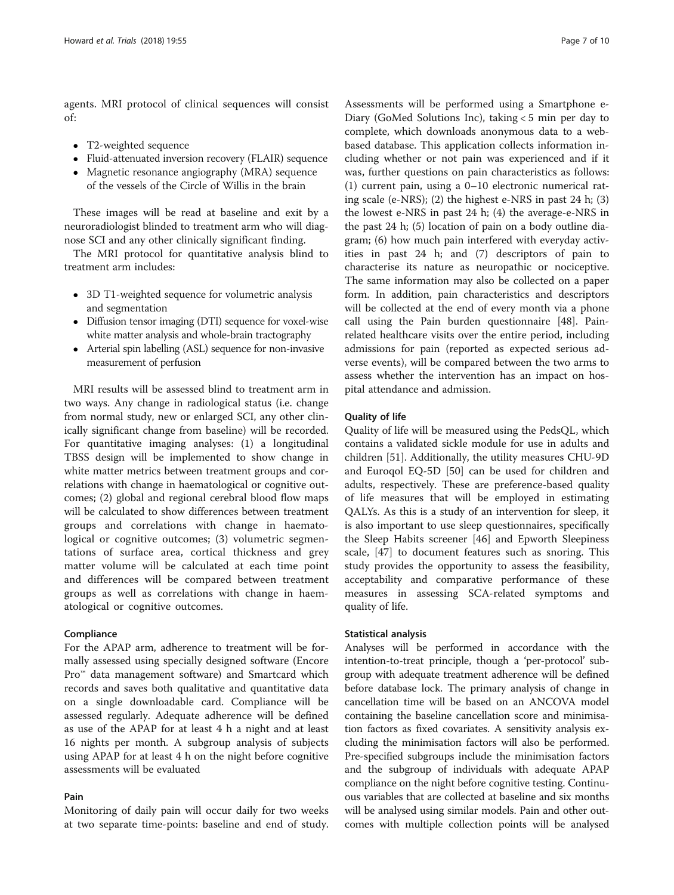agents. MRI protocol of clinical sequences will consist of:

- T2-weighted sequence
- Fluid-attenuated inversion recovery (FLAIR) sequence
- Magnetic resonance angiography (MRA) sequence of the vessels of the Circle of Willis in the brain

These images will be read at baseline and exit by a neuroradiologist blinded to treatment arm who will diagnose SCI and any other clinically significant finding.

The MRI protocol for quantitative analysis blind to treatment arm includes:

- 3D T1-weighted sequence for volumetric analysis and segmentation
- Diffusion tensor imaging (DTI) sequence for voxel-wise white matter analysis and whole-brain tractography
- Arterial spin labelling (ASL) sequence for non-invasive measurement of perfusion

MRI results will be assessed blind to treatment arm in two ways. Any change in radiological status (i.e. change from normal study, new or enlarged SCI, any other clinically significant change from baseline) will be recorded. For quantitative imaging analyses: (1) a longitudinal TBSS design will be implemented to show change in white matter metrics between treatment groups and correlations with change in haematological or cognitive outcomes; (2) global and regional cerebral blood flow maps will be calculated to show differences between treatment groups and correlations with change in haematological or cognitive outcomes; (3) volumetric segmentations of surface area, cortical thickness and grey matter volume will be calculated at each time point and differences will be compared between treatment groups as well as correlations with change in haematological or cognitive outcomes.

### Compliance

For the APAP arm, adherence to treatment will be formally assessed using specially designed software (Encore Pro™ data management software) and Smartcard which records and saves both qualitative and quantitative data on a single downloadable card. Compliance will be assessed regularly. Adequate adherence will be defined as use of the APAP for at least 4 h a night and at least 16 nights per month. A subgroup analysis of subjects using APAP for at least 4 h on the night before cognitive assessments will be evaluated

### Pain

Monitoring of daily pain will occur daily for two weeks at two separate time-points: baseline and end of study. Assessments will be performed using a Smartphone e-Diary (GoMed Solutions Inc), taking < 5 min per day to complete, which downloads anonymous data to a web-based database. This application collects information including whether or not pain was experienced and if it was, further questions on pain characteristics as follows: (1) current pain, using a 0–10 electronic numerical rating scale (e-NRS); (2) the highest e-NRS in past 24 h; (3) the lowest e-NRS in past 24 h; (4) the average-e-NRS in the past 24 h; (5) location of pain on a body outline diagram; (6) how much pain interfered with everyday activities in past 24 h; and (7) descriptors of pain to characterise its nature as neuropathic or nociceptive. The same information may also be collected on a paper form. In addition, pain characteristics and descriptors will be collected at the end of every month via a phone call using the Pain burden questionnaire [48]. Pain-related healthcare visits over the entire period, including admissions for pain (reported as expected serious adverse events), will be compared between the two arms to assess whether the intervention has an impact on hospital attendance and admission.

### Quality of life

Quality of life will be measured using the PedsQL, which contains a validated sickle module for use in adults and children [51]. Additionally, the utility measures CHU-9D and Euroqol EQ-5D [50] can be used for children and adults, respectively. These are preference-based quality of life measures that will be employed in estimating QALYs. As this is a study of an intervention for sleep, it is also important to use sleep questionnaires, specifically the Sleep Habits screener [46] and Epworth Sleepiness scale, [47] to document features such as snoring. This study provides the opportunity to assess the feasibility, acceptability and comparative performance of these measures in assessing SCA-related symptoms and quality of life.

### Statistical analysis

Analyses will be performed in accordance with the intention-to-treat principle, though a 'per-protocol' subgroup with adequate treatment adherence will be defined before database lock. The primary analysis of change in cancellation time will be based on an ANCOVA model containing the baseline cancellation score and minimisation factors as fixed covariates. A sensitivity analysis excluding the minimisation factors will also be performed. Pre-specified subgroups include the minimisation factors and the subgroup of individuals with adequate APAP compliance on the night before cognitive testing. Continuous variables that are collected at baseline and six months will be analysed using similar models. Pain and other outcomes with multiple collection points will be analysed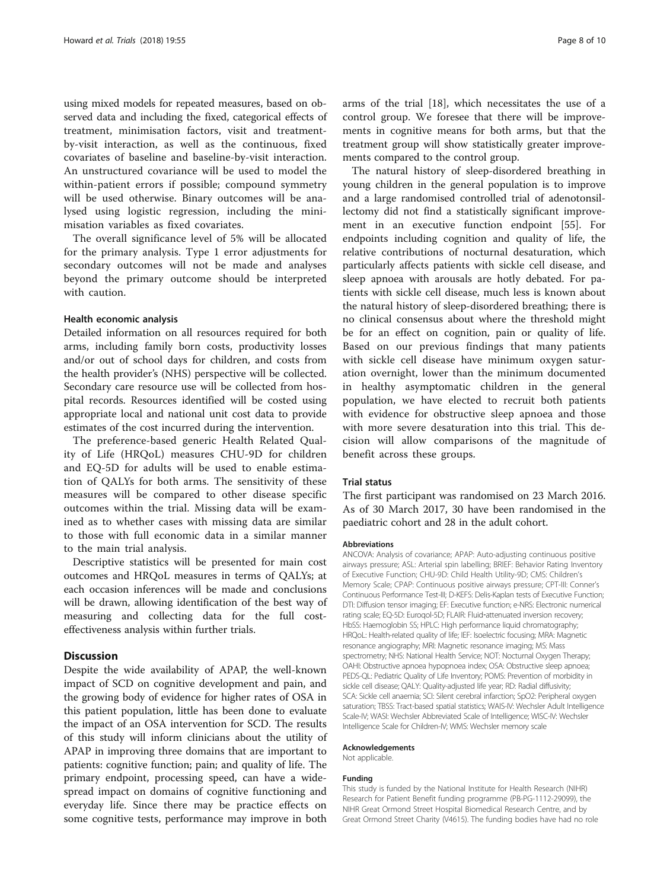using mixed models for repeated measures, based on observed data and including the fixed, categorical effects of treatment, minimisation factors, visit and treatment-by-visit interaction, as well as the continuous, fixed covariates of baseline and baseline-by-visit interaction. An unstructured covariance will be used to model the within-patient errors if possible; compound symmetry will be used otherwise. Binary outcomes will be analysed using logistic regression, including the minimisation variables as fixed covariates.

The overall significance level of 5% will be allocated for the primary analysis. Type 1 error adjustments for secondary outcomes will not be made and analyses beyond the primary outcome should be interpreted with caution.

### Health economic analysis

Detailed information on all resources required for both arms, including family born costs, productivity losses and/or out of school days for children, and costs from the health provider's (NHS) perspective will be collected. Secondary care resource use will be collected from hospital records. Resources identified will be costed using appropriate local and national unit cost data to provide estimates of the cost incurred during the intervention.

The preference-based generic Health Related Quality of Life (HRQoL) measures CHU-9D for children and EQ-5D for adults will be used to enable estimation of QALYs for both arms. The sensitivity of these measures will be compared to other disease specific outcomes within the trial. Missing data will be examined as to whether cases with missing data are similar to those with full economic data in a similar manner to the main trial analysis.

Descriptive statistics will be presented for main cost outcomes and HRQoL measures in terms of QALYs; at each occasion inferences will be made and conclusions will be drawn, allowing identification of the best way of measuring and collecting data for the full cost-effectiveness analysis within further trials.

## Discussion

Despite the wide availability of APAP, the well-known impact of SCD on cognitive development and pain, and the growing body of evidence for higher rates of OSA in this patient population, little has been done to evaluate the impact of an OSA intervention for SCD. The results of this study will inform clinicians about the utility of APAP in improving three domains that are important to patients: cognitive function; pain; and quality of life. The primary endpoint, processing speed, can have a widespread impact on domains of cognitive functioning and everyday life. Since there may be practice effects on some cognitive tests, performance may improve in both arms of the trial [18], which necessitates the use of a control group. We foresee that there will be improvements in cognitive means for both arms, but that the treatment group will show statistically greater improvements compared to the control group.

The natural history of sleep-disordered breathing in young children in the general population is to improve and a large randomised controlled trial of adenotonsillectomy did not find a statistically significant improvement in an executive function endpoint [55]. For endpoints including cognition and quality of life, the relative contributions of nocturnal desaturation, which particularly affects patients with sickle cell disease, and sleep apnoea with arousals are hotly debated. For patients with sickle cell disease, much less is known about the natural history of sleep-disordered breathing; there is no clinical consensus about where the threshold might be for an effect on cognition, pain or quality of life. Based on our previous findings that many patients with sickle cell disease have minimum oxygen saturation overnight, lower than the minimum documented in healthy asymptomatic children in the general population, we have elected to recruit both patients with evidence for obstructive sleep apnoea and those with more severe desaturation into this trial. This decision will allow comparisons of the magnitude of benefit across these groups.

## Trial status

The first participant was randomised on 23 March 2016. As of 30 March 2017, 30 have been randomised in the paediatric cohort and 28 in the adult cohort.

#### Abbreviations

ANCOVA: Analysis of covariance; APAP: Auto-adjusting continuous positive airways pressure; ASL: Arterial spin labelling; BRIEF: Behavior Rating Inventory of Executive Function; CHU-9D: Child Health Utility-9D; CMS: Children's Memory Scale; CPAP: Continuous positive airways pressure; CPT-III: Conner's Continuous Performance Test-III; D-KEFS: Delis-Kaplan tests of Executive Function; DTI: Diffusion tensor imaging; EF: Executive function; e-NRS: Electronic numerical rating scale; EQ-5D: Euroqol-5D; FLAIR: Fluid-attenuated inversion recovery; HbSS: Haemoglobin SS; HPLC: High performance liquid chromatography; HRQoL: Health-related quality of life; IEF: Isoelectric focusing; MRA: Magnetic resonance angiography; MRI: Magnetic resonance imaging; MS: Mass spectrometry; NHS: National Health Service; NOT: Nocturnal Oxygen Therapy; OAHI: Obstructive apnoea hypopnoea index; OSA: Obstructive sleep apnoea; PEDS-QL: Pediatric Quality of Life Inventory; POMS: Prevention of morbidity in sickle cell disease; QALY: Quality-adjusted life year; RD: Radial diffusivity; SCA: Sickle cell anaemia; SCI: Silent cerebral infarction; SpO2: Peripheral oxygen saturation; TBSS: Tract-based spatial statistics; WAIS-IV: Wechsler Adult Intelligence Scale-IV; WASI: Wechsler Abbreviated Scale of Intelligence; WISC-IV: Wechsler Intelligence Scale for Children-IV; WMS: Wechsler memory scale

#### Acknowledgements

Not applicable.

#### Funding

This study is funded by the National Institute for Health Research (NIHR) Research for Patient Benefit funding programme (PB-PG-1112-29099), the NIHR Great Ormond Street Hospital Biomedical Research Centre, and by Great Ormond Street Charity (V4615). The funding bodies have had no role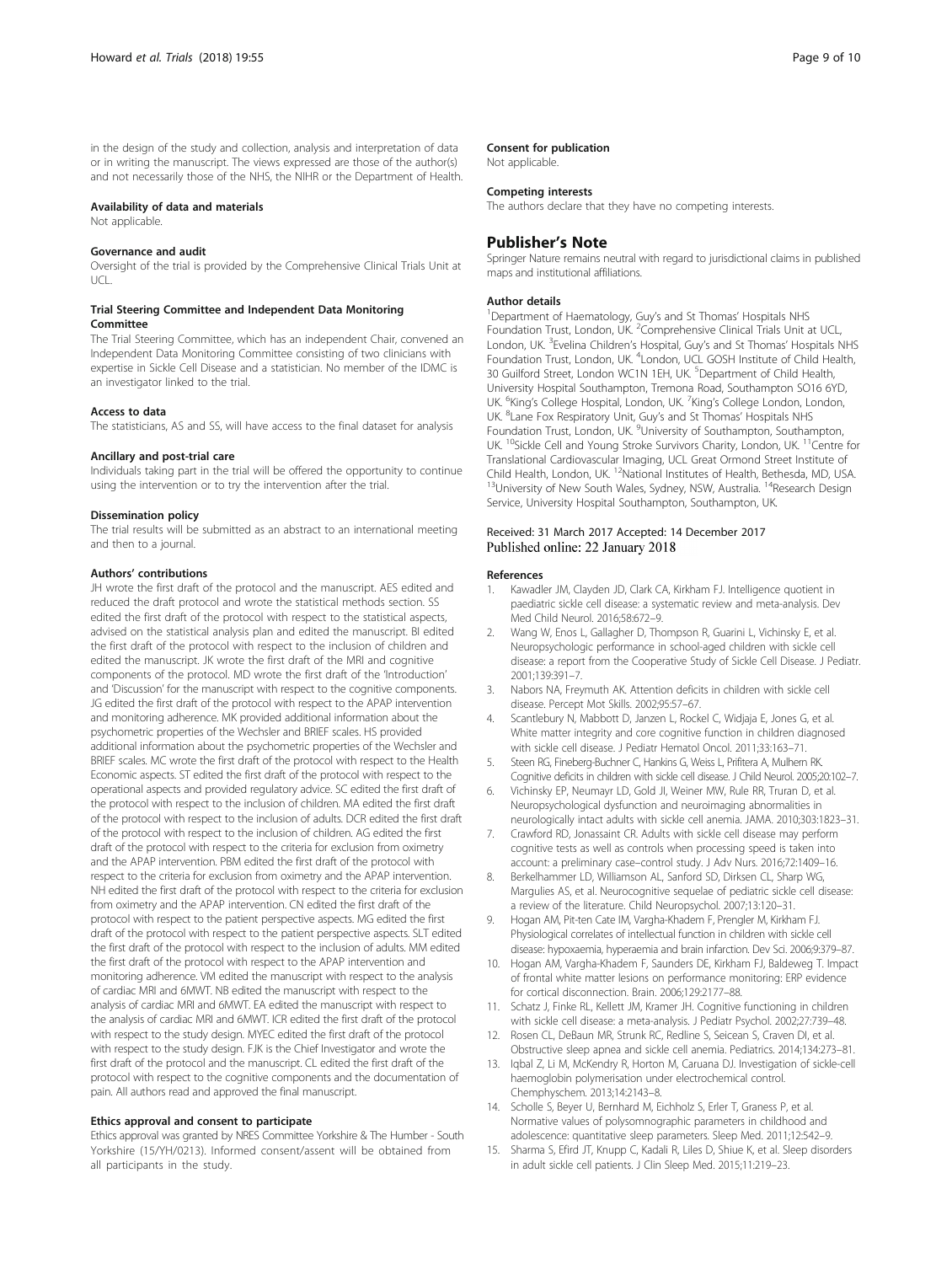in the design of the study and collection, analysis and interpretation of data or in writing the manuscript. The views expressed are those of the author(s) and not necessarily those of the NHS, the NIHR or the Department of Health.

#### Availability of data and materials
Not applicable.

#### Governance and audit
Oversight of the trial is provided by the Comprehensive Clinical Trials Unit at UCL.

#### Trial Steering Committee and Independent Data Monitoring Committee
The Trial Steering Committee, which has an independent Chair, convened an Independent Data Monitoring Committee consisting of two clinicians with expertise in Sickle Cell Disease and a statistician. No member of the IDMC is an investigator linked to the trial.

#### Access to data
The statisticians, AS and SS, will have access to the final dataset for analysis

#### Ancillary and post-trial care
Individuals taking part in the trial will be offered the opportunity to continue using the intervention or to try the intervention after the trial.

#### Dissemination policy
The trial results will be submitted as an abstract to an international meeting and then to a journal.

#### Authors' contributions
JH wrote the first draft of the protocol and the manuscript. AES edited and reduced the draft protocol and wrote the statistical methods section. SS edited the first draft of the protocol with respect to the statistical aspects, advised on the statistical analysis plan and edited the manuscript. BI edited the first draft of the protocol with respect to the inclusion of children and edited the manuscript. JK wrote the first draft of the MRI and cognitive components of the protocol. MD wrote the first draft of the 'Introduction' and 'Discussion' for the manuscript with respect to the cognitive components. JG edited the first draft of the protocol with respect to the APAP intervention and monitoring adherence. MK provided additional information about the psychometric properties of the Wechsler and BRIEF scales. HS provided additional information about the psychometric properties of the Wechsler and BRIEF scales. MC wrote the first draft of the protocol with respect to the Health Economic aspects. ST edited the first draft of the protocol with respect to the operational aspects and provided regulatory advice. SC edited the first draft of the protocol with respect to the inclusion of children. MA edited the first draft of the protocol with respect to the inclusion of adults. DCR edited the first draft of the protocol with respect to the inclusion of children. AG edited the first draft of the protocol with respect to the criteria for exclusion from oximetry and the APAP intervention. PBM edited the first draft of the protocol with respect to the criteria for exclusion from oximetry and the APAP intervention. NH edited the first draft of the protocol with respect to the criteria for exclusion from oximetry and the APAP intervention. CN edited the first draft of the protocol with respect to the patient perspective aspects. MG edited the first draft of the protocol with respect to the patient perspective aspects. SLT edited the first draft of the protocol with respect to the inclusion of adults. MM edited the first draft of the protocol with respect to the APAP intervention and monitoring adherence. VM edited the manuscript with respect to the analysis of cardiac MRI and 6MWT. NB edited the manuscript with respect to the analysis of cardiac MRI and 6MWT. EA edited the manuscript with respect to the analysis of cardiac MRI and 6MWT. ICR edited the first draft of the protocol with respect to the study design. MYEC edited the first draft of the protocol with respect to the study design. FJK is the Chief Investigator and wrote the first draft of the protocol and the manuscript. CL edited the first draft of the protocol with respect to the cognitive components and the documentation of pain. All authors read and approved the final manuscript.

#### Ethics approval and consent to participate
Ethics approval was granted by NRES Committee Yorkshire & The Humber - South Yorkshire (15/YH/0213). Informed consent/assent will be obtained from all participants in the study.

#### Consent for publication
Not applicable.

#### Competing interests
The authors declare that they have no competing interests.

## Publisher's Note
Springer Nature remains neutral with regard to jurisdictional claims in published maps and institutional affiliations.

#### Author details
[1]Department of Haematology, Guy's and St Thomas' Hospitals NHS Foundation Trust, London, UK. [2]Comprehensive Clinical Trials Unit at UCL, London, UK. [3]Evelina Children's Hospital, Guy's and St Thomas' Hospitals NHS Foundation Trust, London, UK. [4]London, UCL GOSH Institute of Child Health, 30 Guilford Street, London WC1N 1EH, UK. [5]Department of Child Health, University Hospital Southampton, Tremona Road, Southampton SO16 6YD, UK. [6]King's College Hospital, London, UK. [7]King's College London, London, UK. [8]Lane Fox Respiratory Unit, Guy's and St Thomas' Hospitals NHS Foundation Trust, London, UK. [9]University of Southampton, Southampton, UK. [10]Sickle Cell and Young Stroke Survivors Charity, London, UK. [11]Centre for Translational Cardiovascular Imaging, UCL Great Ormond Street Institute of Child Health, London, UK. [12]National Institutes of Health, Bethesda, MD, USA. [13]University of New South Wales, Sydney, NSW, Australia. [14]Research Design Service, University Hospital Southampton, Southampton, UK.

Received: 31 March 2017 Accepted: 14 December 2017
Published online: 22 January 2018

#### References
1. Kawadler JM, Clayden JD, Clark CA, Kirkham FJ. Intelligence quotient in paediatric sickle cell disease: a systematic review and meta-analysis. Dev Med Child Neurol. 2016;58:672–9.
2. Wang W, Enos L, Gallagher D, Thompson R, Guarini L, Vichinsky E, et al. Neuropsychologic performance in school-aged children with sickle cell disease: a report from the Cooperative Study of Sickle Cell Disease. J Pediatr. 2001;139:391–7.
3. Nabors NA, Freymuth AK. Attention deficits in children with sickle cell disease. Percept Mot Skills. 2002;95:57–67.
4. Scantlebury N, Mabbott D, Janzen L, Rockel C, Widjaja E, Jones G, et al. White matter integrity and core cognitive function in children diagnosed with sickle cell disease. J Pediatr Hematol Oncol. 2011;33:163–71.
5. Steen RG, Fineberg-Buchner C, Hankins G, Weiss L, Prifitera A, Mulhern RK. Cognitive deficits in children with sickle cell disease. J Child Neurol. 2005;20:102–7.
6. Vichinsky EP, Neumayr LD, Gold JI, Weiner MW, Rule RR, Truran D, et al. Neuropsychological dysfunction and neuroimaging abnormalities in neurologically intact adults with sickle cell anemia. JAMA. 2010;303:1823–31.
7. Crawford RD, Jonassaint CR. Adults with sickle cell disease may perform cognitive tests as well as controls when processing speed is taken into account: a preliminary case–control study. J Adv Nurs. 2016;72:1409–16.
8. Berkelhammer LD, Williamson AL, Sanford SD, Dirksen CL, Sharp WG, Margulies AS, et al. Neurocognitive sequelae of pediatric sickle cell disease: a review of the literature. Child Neuropsychol. 2007;13:120–31.
9. Hogan AM, Pit-ten Cate IM, Vargha-Khadem F, Prengler M, Kirkham FJ. Physiological correlates of intellectual function in children with sickle cell disease: hypoxaemia, hyperaemia and brain infarction. Dev Sci. 2006;9:379–87.
10. Hogan AM, Vargha-Khadem F, Saunders DE, Kirkham FJ, Baldeweg T. Impact of frontal white matter lesions on performance monitoring: ERP evidence for cortical disconnection. Brain. 2006;129:2177–88.
11. Schatz J, Finke RL, Kellett JM, Kramer JH. Cognitive functioning in children with sickle cell disease: a meta-analysis. J Pediatr Psychol. 2002;27:739–48.
12. Rosen CL, DeBaun MR, Strunk RC, Redline S, Seicean S, Craven DI, et al. Obstructive sleep apnea and sickle cell anemia. Pediatrics. 2014;134:273–81.
13. Iqbal Z, Li M, McKendry R, Horton M, Caruana DJ. Investigation of sickle-cell haemoglobin polymerisation under electrochemical control. Chemphyschem. 2013;14:2143–8.
14. Scholle S, Beyer U, Bernhard M, Eichholz S, Erler T, Graness P, et al. Normative values of polysomnographic parameters in childhood and adolescence: quantitative sleep parameters. Sleep Med. 2011;12:542–9.
15. Sharma S, Efird JT, Knupp C, Kadali R, Liles D, Shiue K, et al. Sleep disorders in adult sickle cell patients. J Clin Sleep Med. 2015;11:219–23.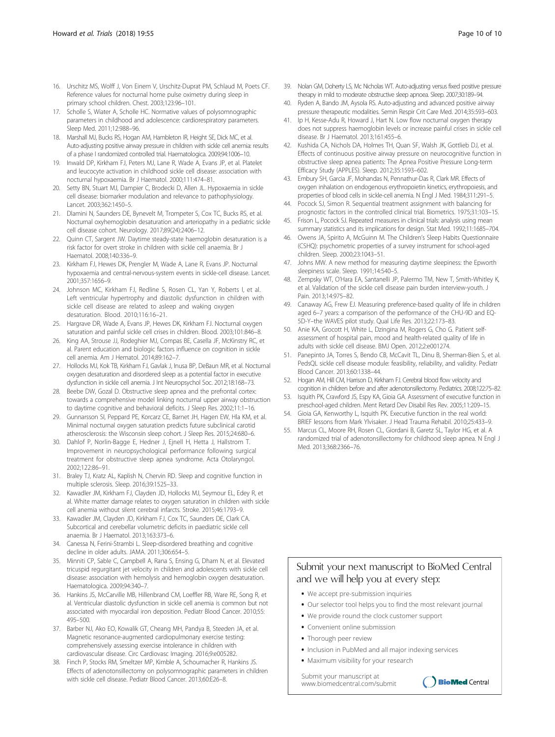16. Urschitz MS, Wolff J, Von Einem V, Urschitz-Duprat PM, Schlaud M, Poets CF. Reference values for nocturnal home pulse oximetry during sleep in primary school children. Chest. 2003;123:96–101.
17. Scholle S, Wiater A, Scholle HC. Normative values of polysomnographic parameters in childhood and adolescence: cardiorespiratory parameters. Sleep Med. 2011;12:988–96.
18. Marshall MJ, Bucks RS, Hogan AM, Hambleton IR, Height SE, Dick MC, et al. Auto-adjusting positive airway pressure in children with sickle cell anemia: results of a phase I randomized controlled trial. Haematologica. 2009;94:1006–10.
19. Inwald DP, Kirkham FJ, Peters MJ, Lane R, Wade A, Evans JP, et al. Platelet and leucocyte activation in childhood sickle cell disease: association with nocturnal hypoxaemia. Br J Haematol. 2000;111:474–81.
20. Setty BN, Stuart MJ, Dampier C, Brodecki D, Allen JL. Hypoxaemia in sickle cell disease: biomarker modulation and relevance to pathophysiology. Lancet. 2003;362:1450–5.
21. Dlamini N, Saunders DE, Bynevelt M, Trompeter S, Cox TC, Bucks RS, et al. Nocturnal oxyhemoglobin desaturation and arteriopathy in a pediatric sickle cell disease cohort. Neurology. 2017;89(24):2406–12.
22. Quinn CT, Sargent JW. Daytime steady-state haemoglobin desaturation is a risk factor for overt stroke in children with sickle cell anaemia. Br J Haematol. 2008;140:336–9.
23. Kirkham FJ, Hewes DK, Prengler M, Wade A, Lane R, Evans JP. Nocturnal hypoxaemia and central-nervous-system events in sickle-cell disease. Lancet. 2001;357:1656–9.
24. Johnson MC, Kirkham FJ, Redline S, Rosen CL, Yan Y, Roberts I, et al. Left ventricular hypertrophy and diastolic dysfunction in children with sickle cell disease are related to asleep and waking oxygen desaturation. Blood. 2010;116:16–21.
25. Hargrave DR, Wade A, Evans JP, Hewes DK, Kirkham FJ. Nocturnal oxygen saturation and painful sickle cell crises in children. Blood. 2003;101:846–8.
26. King AA, Strouse JJ, Rodeghier MJ, Compas BE, Casella JF, McKinstry RC, et al. Parent education and biologic factors influence on cognition in sickle cell anemia. Am J Hematol. 2014;89:162–7.
27. Hollocks MJ, Kok TB, Kirkham FJ, Gavlak J, Inusa BP, DeBaun MR, et al. Nocturnal oxygen desaturation and disordered sleep as a potential factor in executive dysfunction in sickle cell anemia. J Int Neuropsychol Soc. 2012;18:168–73.
28. Beebe DW, Gozal D. Obstructive sleep apnea and the prefrontal cortex: towards a comprehensive model linking nocturnal upper airway obstruction to daytime cognitive and behavioral deficits. J Sleep Res. 2002;11:1–16.
29. Gunnarsson SI, Peppard PE, Korcarz CE, Barnet JH, Hagen EW, Hla KM, et al. Minimal nocturnal oxygen saturation predicts future subclinical carotid atherosclerosis: the Wisconsin sleep cohort. J Sleep Res. 2015;24:680–6.
30. Dahlof P, Norlin-Bagge E, Hedner J, Ejnell H, Hetta J, Hallstrom T. Improvement in neuropsychological performance following surgical treatment for obstructive sleep apnea syndrome. Acta Otolaryngol. 2002;122:86–91.
31. Braley TJ, Kratz AL, Kaplish N, Chervin RD. Sleep and cognitive function in multiple sclerosis. Sleep. 2016;39:1525–33.
32. Kawadler JM, Kirkham FJ, Clayden JD, Hollocks MJ, Seymour EL, Edey R, et al. White matter damage relates to oxygen saturation in children with sickle cell anemia without silent cerebral infarcts. Stroke. 2015;46:1793–9.
33. Kawadler JM, Clayden JD, Kirkham FJ, Cox TC, Saunders DE, Clark CA. Subcortical and cerebellar volumetric deficits in paediatric sickle cell anaemia. Br J Haematol. 2013;163:373–6.
34. Canessa N, Ferini-Strambi L. Sleep-disordered breathing and cognitive decline in older adults. JAMA. 2011;306:654–5.
35. Minniti CP, Sable C, Campbell A, Rana S, Ensing G, Dham N, et al. Elevated tricuspid regurgitant jet velocity in children and adolescents with sickle cell disease: association with hemolysis and hemoglobin oxygen desaturation. Haematologica. 2009;94:340–7.
36. Hankins JS, McCarville MB, Hillenbrand CM, Loeffler RB, Ware RE, Song R, et al. Ventricular diastolic dysfunction in sickle cell anemia is common but not associated with myocardial iron deposition. Pediatr Blood Cancer. 2010;55:495–500.
37. Barber NJ, Ako EO, Kowalik GT, Cheang MH, Pandya B, Steeden JA, et al. Magnetic resonance-augmented cardiopulmonary exercise testing: comprehensively assessing exercise intolerance in children with cardiovascular disease. Circ Cardiovasc Imaging. 2016;9:e005282.
38. Finch P, Stocks RM, Smeltzer MP, Kimble A, Schoumacher R, Hankins JS. Effects of adenotonsillectomy on polysomnographic parameters in children with sickle cell disease. Pediatr Blood Cancer. 2013;60:E26–8.
39. Nolan GM, Doherty LS, Mc Nicholas WT. Auto-adjusting versus fixed positive pressure therapy in mild to moderate obstructive sleep apnoea. Sleep. 2007;30:189–94.
40. Ryden A, Bando JM, Aysola RS. Auto-adjusting and advanced positive airway pressure therapeutic modalities. Semin Respir Crit Care Med. 2014;35:593–603.
41. Ip H, Kesse-Adu R, Howard J, Hart N. Low flow nocturnal oxygen therapy does not suppress haemoglobin levels or increase painful crises in sickle cell disease. Br J Haematol. 2013;161:455–6.
42. Kushida CA, Nichols DA, Holmes TH, Quan SF, Walsh JK, Gottlieb DJ, et al. Effects of continuous positive airway pressure on neurocognitive function in obstructive sleep apnea patients: The Apnea Positive Pressure Long-term Efficacy Study (APPLES). Sleep. 2012;35:1593–602.
43. Embury SH, Garcia JF, Mohandas N, Pennathur-Das R, Clark MR. Effects of oxygen inhalation on endogenous erythropoietin kinetics, erythropoiesis, and properties of blood cells in sickle-cell anemia. N Engl J Med. 1984;311:291–5.
44. Pocock SJ, Simon R. Sequential treatment assignment with balancing for prognostic factors in the controlled clinical trial. Biometrics. 1975;31:103–15.
45. Frison L, Pocock SJ. Repeated measures in clinical trials: analysis using mean summary statistics and its implications for design. Stat Med. 1992;11:1685–704.
46. Owens JA, Spirito A, McGuinn M. The Children's Sleep Habits Questionnaire (CSHQ): psychometric properties of a survey instrument for school-aged children. Sleep. 2000;23:1043–51.
47. Johns MW. A new method for measuring daytime sleepiness: the Epworth sleepiness scale. Sleep. 1991;14:540–5.
48. Zempsky WT, O'Hara EA, Santanelli JP, Palermo TM, New T, Smith-Whitley K, et al. Validation of the sickle cell disease pain burden interview-youth. J Pain. 2013;14:975–82.
49. Canaway AG, Frew EJ. Measuring preference-based quality of life in children aged 6–7 years: a comparison of the performance of the CHU-9D and EQ-5D-Y–the WAVES pilot study. Qual Life Res. 2013;22:173–83.
50. Anie KA, Grocott H, White L, Dzingina M, Rogers G, Cho G. Patient self-assessment of hospital pain, mood and health-related quality of life in adults with sickle cell disease. BMJ Open. 2012;2:e001274.
51. Panepinto JA, Torres S, Bendo CB, McCavit TL, Dinu B, Sherman-Bien S, et al. PedsQL sickle cell disease module: feasibility, reliability, and validity. Pediatr Blood Cancer. 2013;60:1338–44.
52. Hogan AM, Hill CM, Harrison D, Kirkham FJ. Cerebral blood flow velocity and cognition in children before and after adenotonsillectomy. Pediatrics. 2008;122:75–82.
53. Isquith PK, Crawford JS, Espy KA, Gioia GA. Assessment of executive function in preschool-aged children. Ment Retard Dev Disabil Res Rev. 2005;11:209–15.
54. Gioia GA, Kenworthy L, Isquith PK. Executive function in the real world: BRIEF lessons from Mark Ylvisaker. J Head Trauma Rehabil. 2010;25:433–9.
55. Marcus CL, Moore RH, Rosen CL, Giordani B, Garetz SL, Taylor HG, et al. A randomized trial of adenotonsillectomy for childhood sleep apnea. N Engl J Med. 2013;368:2366–76.

## Submit your next manuscript to BioMed Central and we will help you at every step:

- We accept pre-submission inquiries
- Our selector tool helps you to find the most relevant journal
- We provide round the clock customer support
- Convenient online submission
- Thorough peer review
- Inclusion in PubMed and all major indexing services
- Maximum visibility for your research

Submit your manuscript at
www.biomedcentral.com/submit

BioMed Central